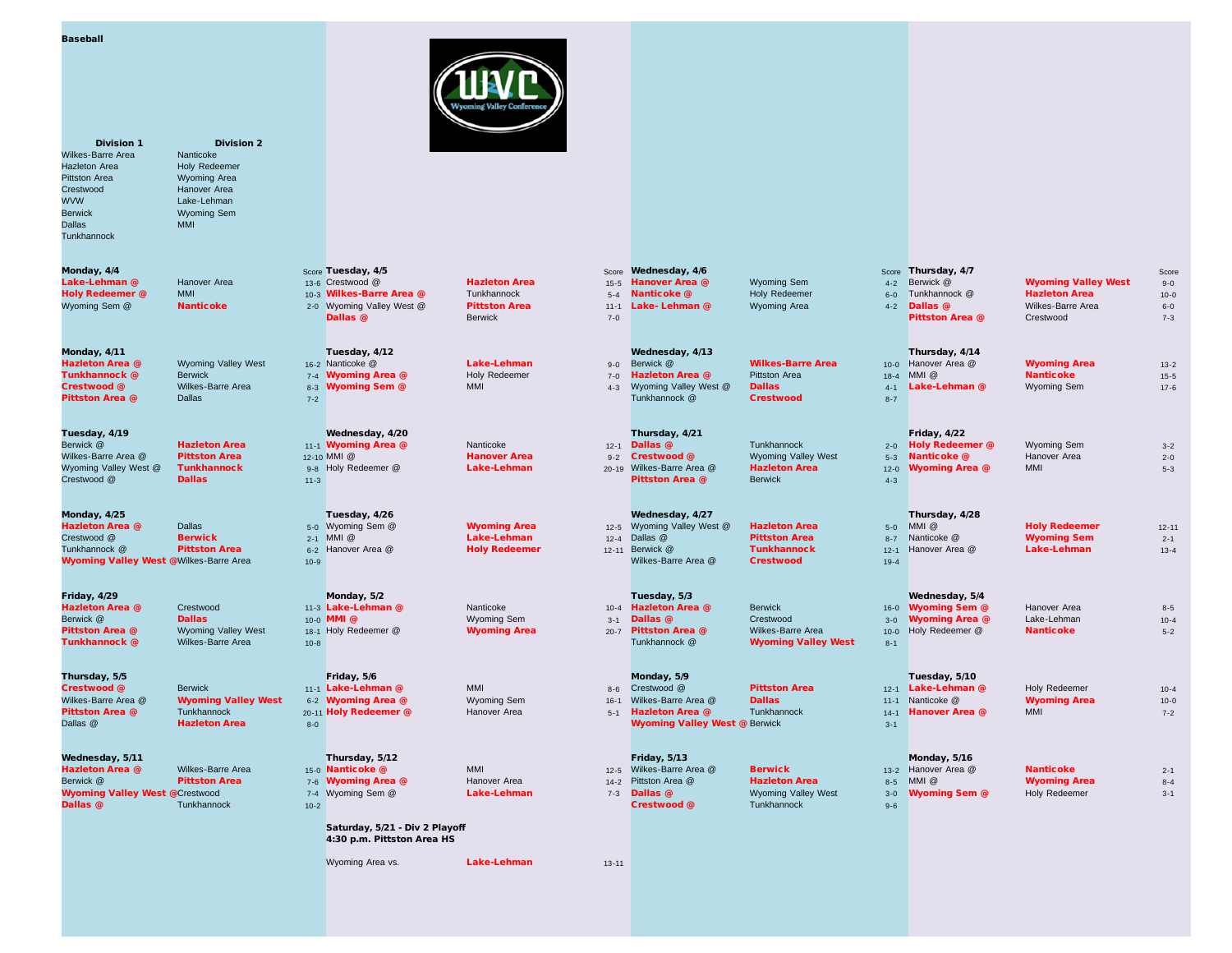**Baseball**

WVC Wyoming Valley Conference

| Division 1 | Division 2 |
|---|---|
| Wilkes-Barre Area | Nanticoke |
| Hazleton Area | Holy Redeemer |
| Pittston Area | Wyoming Area |
| Crestwood | Hanover Area |
| WVW | Lake-Lehman |
| Berwick | Wyoming Sem |
| Dallas | MMI |
| Tunkhannock | |

**Monday, 4/4**

| Away | Home | Score |
|---|---|---|
| **Lake-Lehman @** | Hanover Area | 13-6 |
| **Holy Redeemer @** | MMI | 10-3 |
| Wyoming Sem @ | **Nanticoke** | 2-0 |

**Tuesday, 4/5**

| Away | Home | Score |
|---|---|---|
| Crestwood @ | **Hazleton Area** | 15-5 |
| **Wilkes-Barre Area @** | Tunkhannock | 5-4 |
| Wyoming Valley West @ | **Pittston Area** | 11-1 |
| **Dallas @** | Berwick | 7-0 |

**Wednesday, 4/6**

| Away | Home | Score |
|---|---|---|
| **Hanover Area @** | Wyoming Sem | 4-2 |
| **Nanticoke @** | Holy Redeemer | 6-0 |
| **Lake- Lehman @** | Wyoming Area | 4-2 |

**Thursday, 4/7**

| Away | Home | Score |
|---|---|---|
| Berwick @ | **Wyoming Valley West** | 9-0 |
| Tunkhannock @ | **Hazleton Area** | 10-0 |
| **Dallas @** | Wilkes-Barre Area | 6-0 |
| **Pittston Area @** | Crestwood | 7-3 |

**Monday, 4/11**

| Away | Home | Score |
|---|---|---|
| **Hazleton Area @** | Wyoming Valley West | 16-2 |
| **Tunkhannock @** | Berwick | 7-4 |
| **Crestwood @** | Wilkes-Barre Area | 8-3 |
| **Pittston Area @** | Dallas | 7-2 |

**Tuesday, 4/12**

| Away | Home | Score |
|---|---|---|
| Nanticoke @ | **Lake-Lehman** | 9-0 |
| **Wyoming Area @** | Holy Redeemer | 7-0 |
| **Wyoming Sem @** | MMI | 4-3 |

**Wednesday, 4/13**

| Away | Home | Score |
|---|---|---|
| Berwick @ | **Wilkes-Barre Area** | 10-0 |
| **Hazleton Area @** | Pittston Area | 18-4 |
| Wyoming Valley West @ | **Dallas** | 4-1 |
| Tunkhannock @ | **Crestwood** | 8-7 |

**Thursday, 4/14**

| Away | Home | Score |
|---|---|---|
| Hanover Area @ | **Wyoming Area** | 13-2 |
| MMI @ | **Nanticoke** | 15-5 |
| **Lake-Lehman @** | Wyoming Sem | 17-6 |

**Tuesday, 4/19**

| Away | Home | Score |
|---|---|---|
| Berwick @ | **Hazleton Area** | 11-1 |
| Wilkes-Barre Area @ | **Pittston Area** | 12-10 |
| Wyoming Valley West @ | **Tunkhannock** | 9-8 |
| Crestwood @ | **Dallas** | 11-3 |

**Wednesday, 4/20**

| Away | Home | Score |
|---|---|---|
| **Wyoming Area @** | Nanticoke | 12-1 |
| MMI @ | **Hanover Area** | 9-2 |
| Holy Redeemer @ | **Lake-Lehman** | 20-19 |

**Thursday, 4/21**

| Away | Home | Score |
|---|---|---|
| **Dallas @** | Tunkhannock | 2-0 |
| **Crestwood @** | Wyoming Valley West | 5-3 |
| Wilkes-Barre Area @ | **Hazleton Area** | 12-0 |
| **Pittston Area @** | Berwick | 4-3 |

**Friday, 4/22**

| Away | Home | Score |
|---|---|---|
| **Holy Redeemer @** | Wyoming Sem | 3-2 |
| **Nanticoke @** | Hanover Area | 2-0 |
| **Wyoming Area @** | MMI | 5-3 |

**Monday, 4/25**

| Away | Home | Score |
|---|---|---|
| **Hazleton Area @** | Dallas | 5-0 |
| Crestwood @ | **Berwick** | 2-1 |
| Tunkhannock @ | **Pittston Area** | 6-2 |
| **Wyoming Valley West @** | Wilkes-Barre Area | 10-9 |

**Tuesday, 4/26**

| Away | Home | Score |
|---|---|---|
| Wyoming Sem @ | **Wyoming Area** | 12-5 |
| MMI @ | **Lake-Lehman** | 12-4 |
| Hanover Area @ | **Holy Redeemer** | 12-11 |

**Wednesday, 4/27**

| Away | Home | Score |
|---|---|---|
| Wyoming Valley West @ | **Hazleton Area** | 5-0 |
| Dallas @ | **Pittston Area** | 8-7 |
| Berwick @ | **Tunkhannock** | 12-1 |
| Wilkes-Barre Area @ | **Crestwood** | 19-4 |

**Thursday, 4/28**

| Away | Home | Score |
|---|---|---|
| MMI @ | **Holy Redeemer** | 12-11 |
| Nanticoke @ | **Wyoming Sem** | 2-1 |
| Hanover Area @ | **Lake-Lehman** | 13-4 |

**Friday, 4/29**

| Away | Home | Score |
|---|---|---|
| **Hazleton Area @** | Crestwood | 11-3 |
| Berwick @ | **Dallas** | 10-0 |
| **Pittston Area @** | Wyoming Valley West | 18-1 |
| **Tunkhannock @** | Wilkes-Barre Area | 10-8 |

**Monday, 5/2**

| Away | Home | Score |
|---|---|---|
| **Lake-Lehman @** | Nanticoke | 10-4 |
| **MMI @** | Wyoming Sem | 3-1 |
| Holy Redeemer @ | **Wyoming Area** | 20-7 |

**Tuesday, 5/3**

| Away | Home | Score |
|---|---|---|
| **Hazleton Area @** | Berwick | 16-0 |
| **Dallas @** | Crestwood | 3-0 |
| **Pittston Area @** | Wilkes-Barre Area | 10-0 |
| Tunkhannock @ | **Wyoming Valley West** | 8-1 |

**Wednesday, 5/4**

| Away | Home | Score |
|---|---|---|
| **Wyoming Sem @** | Hanover Area | 8-5 |
| **Wyoming Area @** | Lake-Lehman | 10-4 |
| Holy Redeemer @ | **Nanticoke** | 5-2 |

**Thursday, 5/5**

| Away | Home | Score |
|---|---|---|
| **Crestwood @** | Berwick | 11-1 |
| Wilkes-Barre Area @ | **Wyoming Valley West** | 6-2 |
| **Pittston Area @** | Tunkhannock | 20-11 |
| Dallas @ | **Hazleton Area** | 8-0 |

**Friday, 5/6**

| Away | Home | Score |
|---|---|---|
| **Lake-Lehman @** | MMI | 8-6 |
| **Wyoming Area @** | Wyoming Sem | 16-1 |
| **Holy Redeemer @** | Hanover Area | 5-1 |

**Monday, 5/9**

| Away | Home | Score |
|---|---|---|
| Crestwood @ | **Pittston Area** | 12-1 |
| Wilkes-Barre Area @ | **Dallas** | 11-1 |
| **Hazleton Area @** | Tunkhannock | 14-1 |
| **Wyoming Valley West @** | Berwick | 3-1 |

**Tuesday, 5/10**

| Away | Home | Score |
|---|---|---|
| **Lake-Lehman @** | Holy Redeemer | 10-4 |
| Nanticoke @ | **Wyoming Area** | 10-0 |
| **Hanover Area @** | MMI | 7-2 |

**Wednesday, 5/11**

| Away | Home | Score |
|---|---|---|
| **Hazleton Area @** | Wilkes-Barre Area | 15-0 |
| Berwick @ | **Pittston Area** | 7-6 |
| **Wyoming Valley West @** | Crestwood | 7-4 |
| **Dallas @** | Tunkhannock | 10-2 |

**Thursday, 5/12**

| Away | Home | Score |
|---|---|---|
| **Nanticoke @** | MMI | 12-5 |
| **Wyoming Area @** | Hanover Area | 14-2 |
| Wyoming Sem @ | **Lake-Lehman** | 7-3 |

**Friday, 5/13**

| Away | Home | Score |
|---|---|---|
| Wilkes-Barre Area @ | **Berwick** | 13-2 |
| Pittston Area @ | **Hazleton Area** | 8-5 |
| **Dallas @** | Wyoming Valley West | 3-0 |
| **Crestwood @** | Tunkhannock | 9-6 |

**Monday, 5/16**

| Away | Home | Score |
|---|---|---|
| Hanover Area @ | **Nanticoke** | 2-1 |
| MMI @ | **Wyoming Area** | 8-4 |
| **Wyoming Sem @** | Holy Redeemer | 3-1 |

**Saturday, 5/21 - Div 2 Playoff**
**4:30 p.m. Pittston Area HS**

| Team | Team | Score |
|---|---|---|
| Wyoming Area vs. | **Lake-Lehman** | 13-11 |